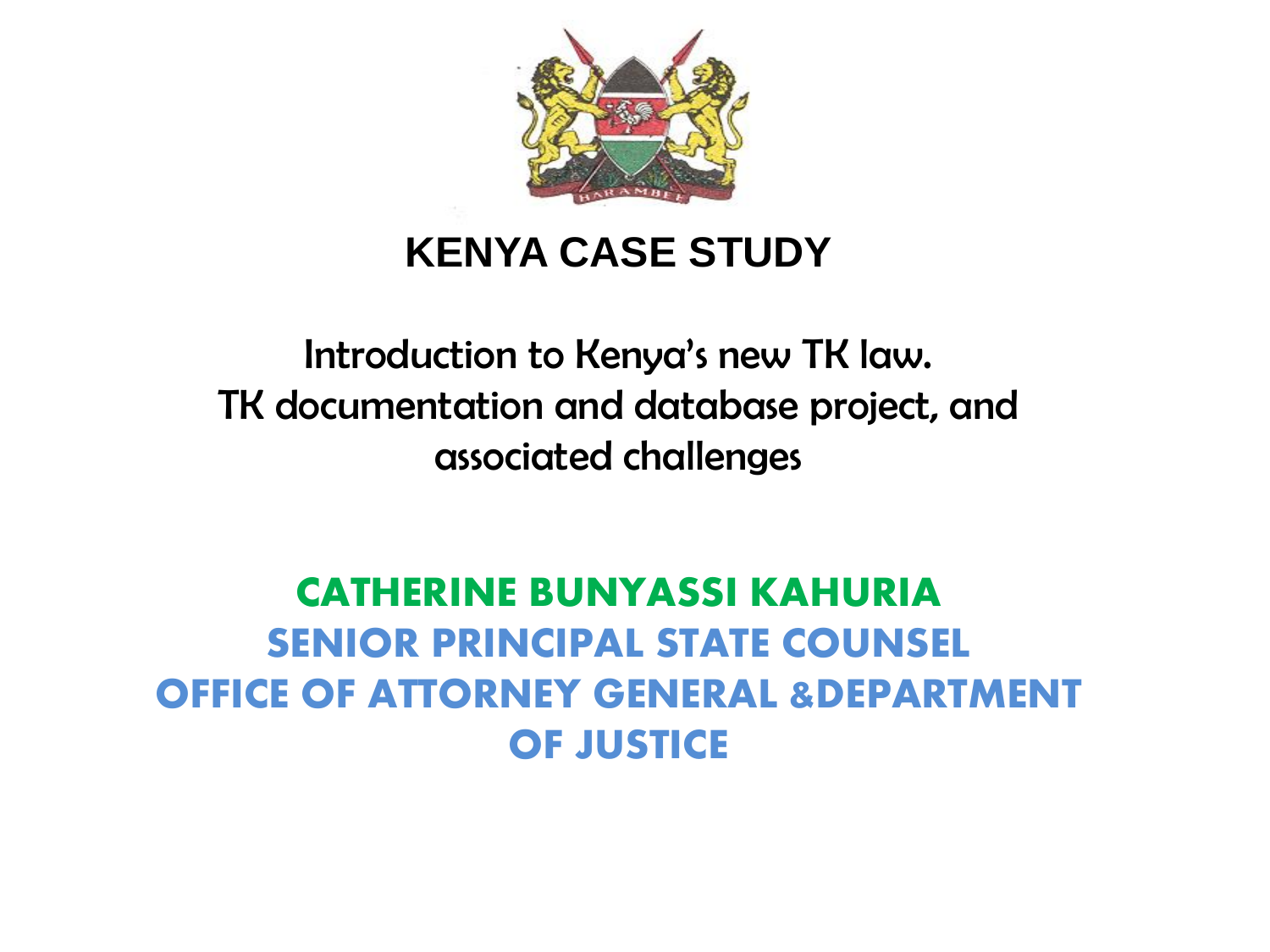# KENYA CASE STUDY

Introduction to Kenya's new TK law.
TK documentation and database project, and associated challenges

**CATHERINE BUNYASSI KAHURIA**
**SENIOR PRINCIPAL STATE COUNSEL**
**OFFICE OF ATTORNEY GENERAL &DEPARTMENT OF JUSTICE**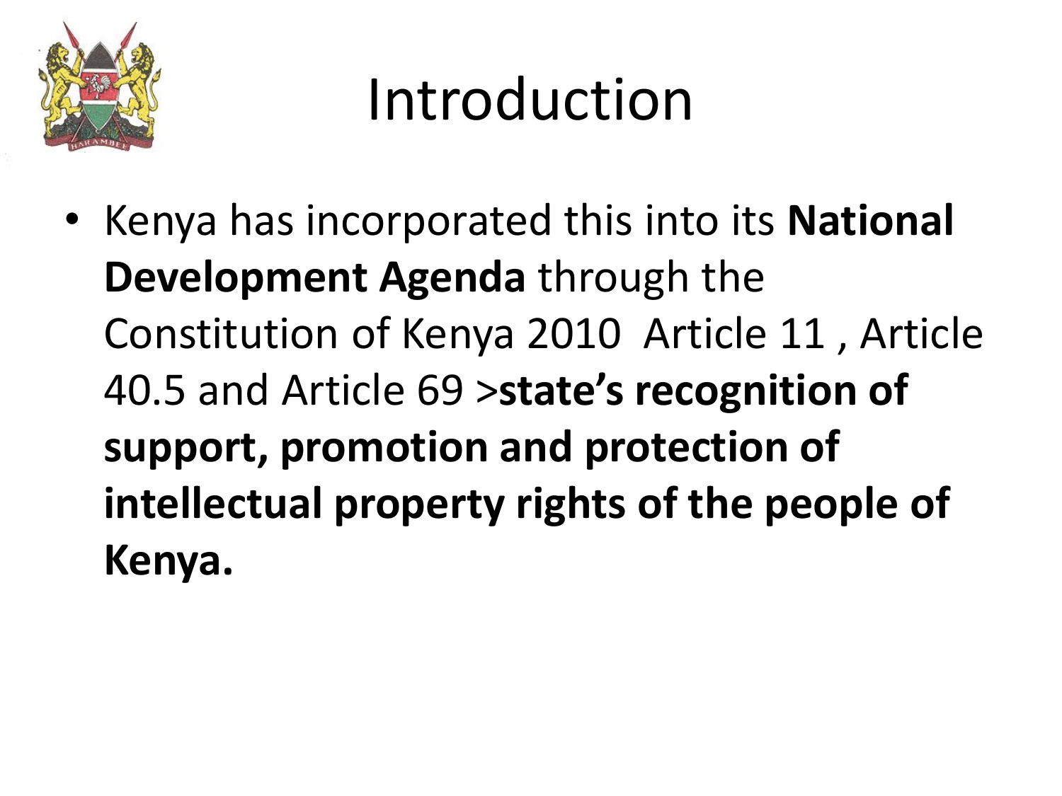# Introduction

- Kenya has incorporated this into its **National Development Agenda** through the Constitution of Kenya 2010 Article 11 , Article 40.5 and Article 69 >**state's recognition of support, promotion and protection of intellectual property rights of the people of Kenya.**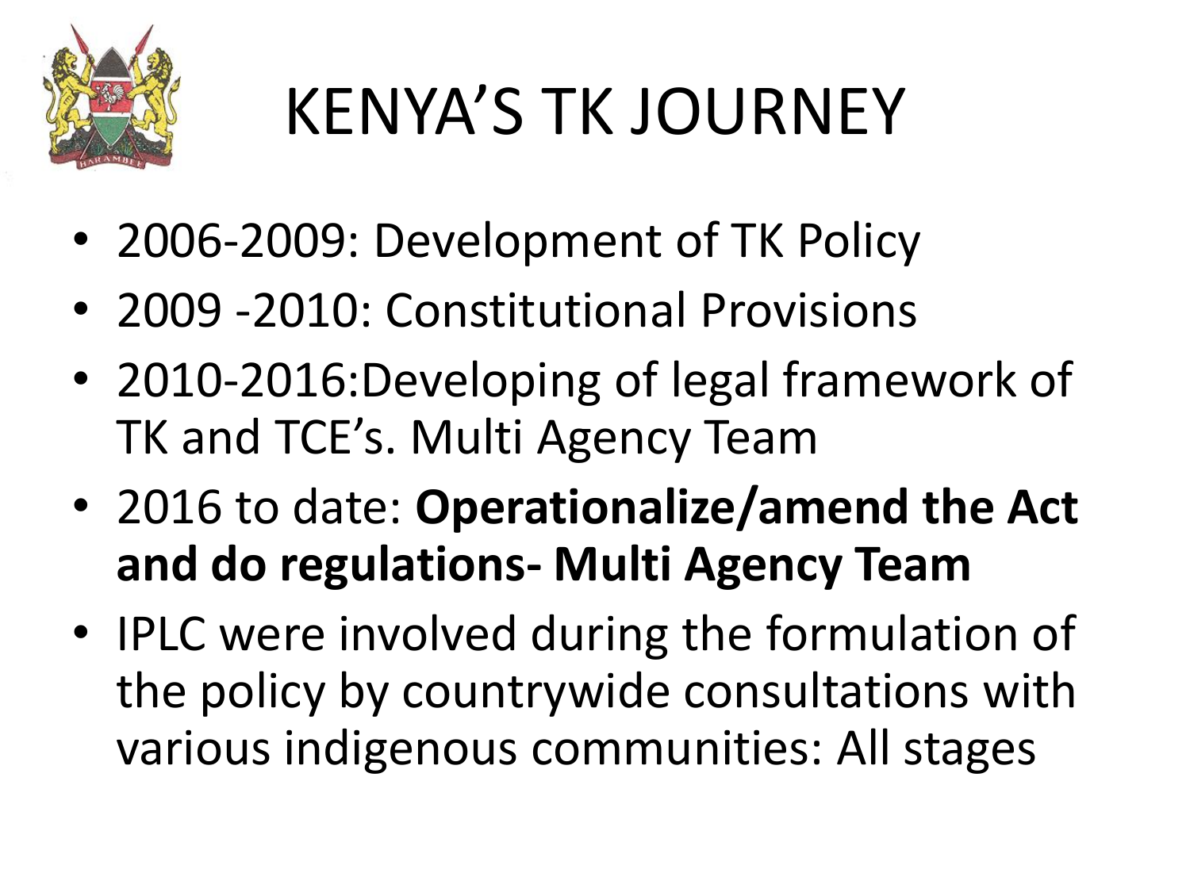# KENYA'S TK JOURNEY

- 2006-2009: Development of TK Policy
- 2009 -2010: Constitutional Provisions
- 2010-2016:Developing of legal framework of TK and TCE's. Multi Agency Team
- 2016 to date: **Operationalize/amend the Act and do regulations- Multi Agency Team**
- IPLC were involved during the formulation of the policy by countrywide consultations with various indigenous communities: All stages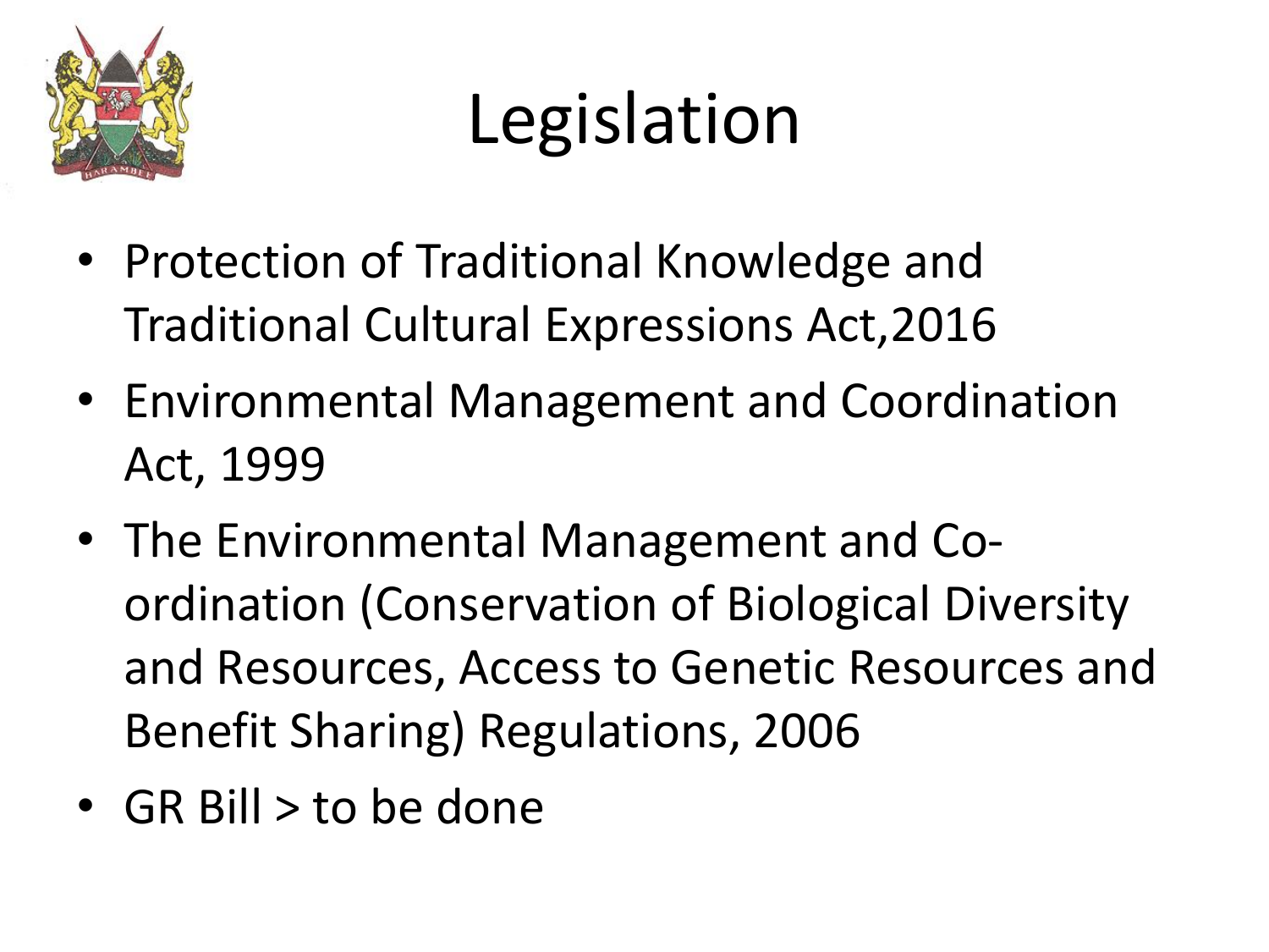# Legislation

- Protection of Traditional Knowledge and Traditional Cultural Expressions Act,2016
- Environmental Management and Coordination Act, 1999
- The Environmental Management and Co-ordination (Conservation of Biological Diversity and Resources, Access to Genetic Resources and Benefit Sharing) Regulations, 2006
- GR Bill > to be done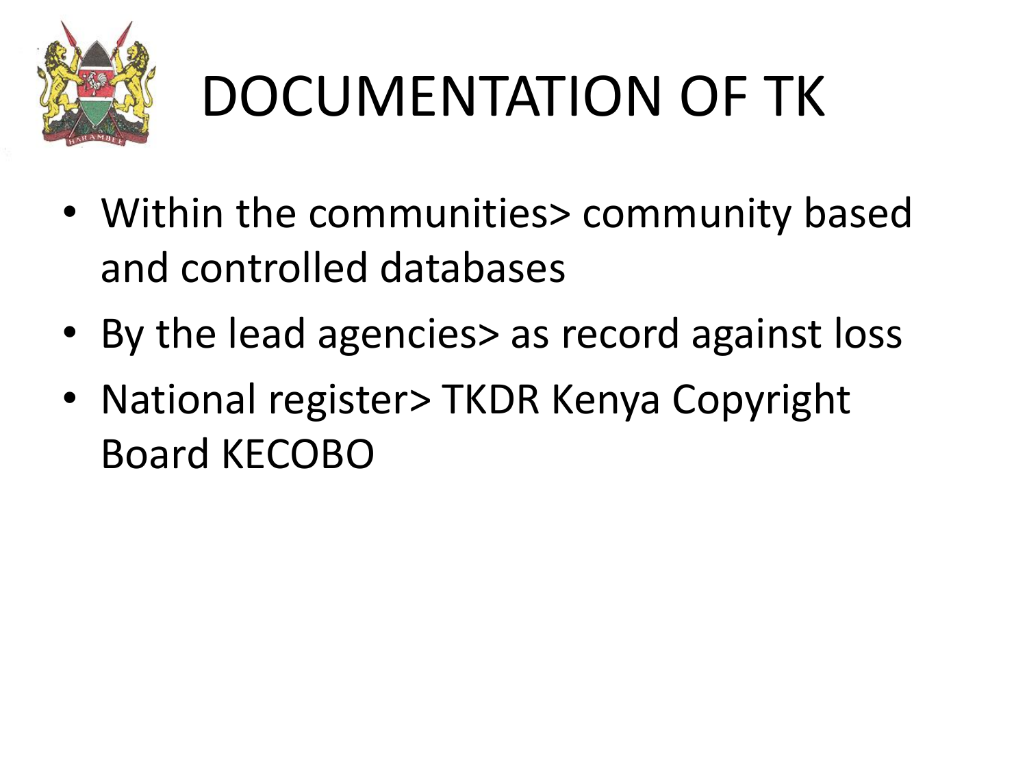# DOCUMENTATION OF TK

- Within the communities> community based and controlled databases
- By the lead agencies> as record against loss
- National register> TKDR Kenya Copyright Board KECOBO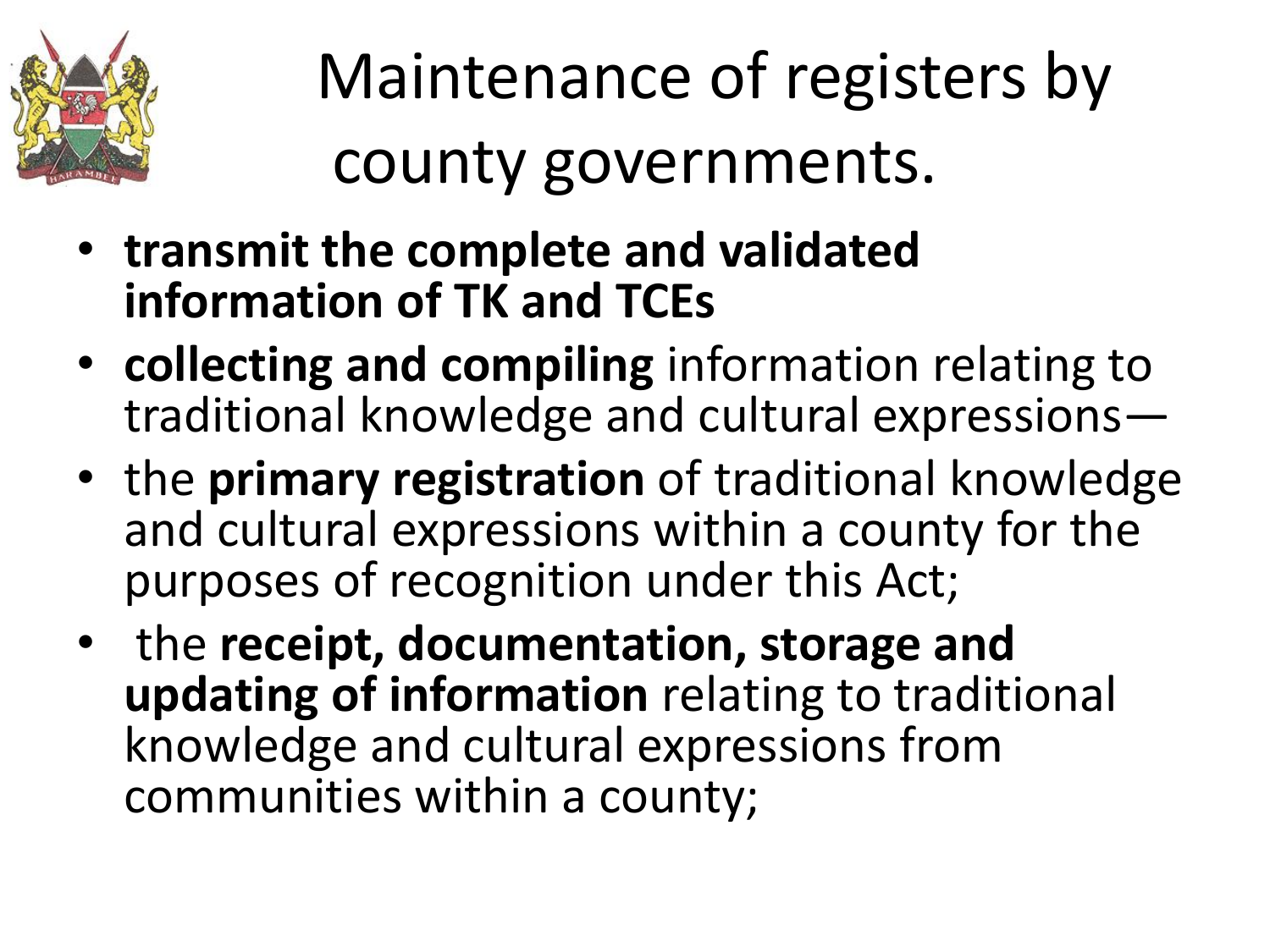# Maintenance of registers by county governments.

- **transmit the complete and validated information of TK and TCEs**
- **collecting and compiling** information relating to traditional knowledge and cultural expressions—
- the **primary registration** of traditional knowledge and cultural expressions within a county for the purposes of recognition under this Act;
- the **receipt, documentation, storage and updating of information** relating to traditional knowledge and cultural expressions from communities within a county;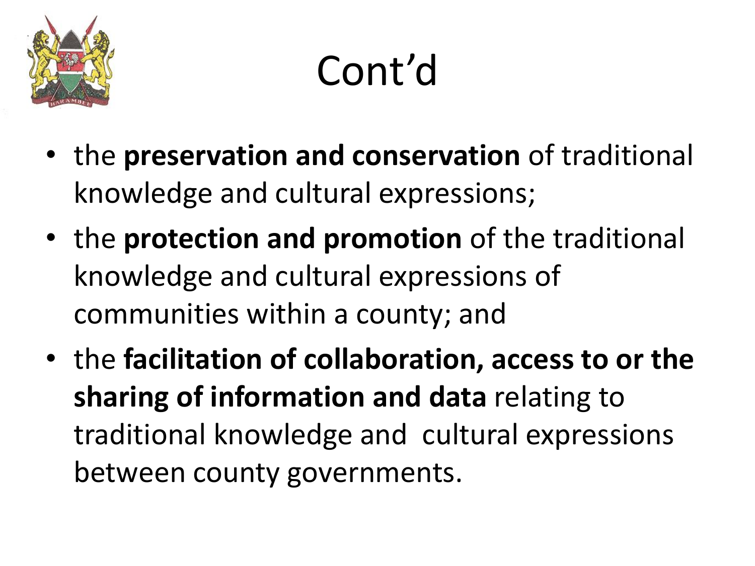# Cont'd

- the **preservation and conservation** of traditional knowledge and cultural expressions;
- the **protection and promotion** of the traditional knowledge and cultural expressions of communities within a county; and
- the **facilitation of collaboration, access to or the sharing of information and data** relating to traditional knowledge and cultural expressions between county governments.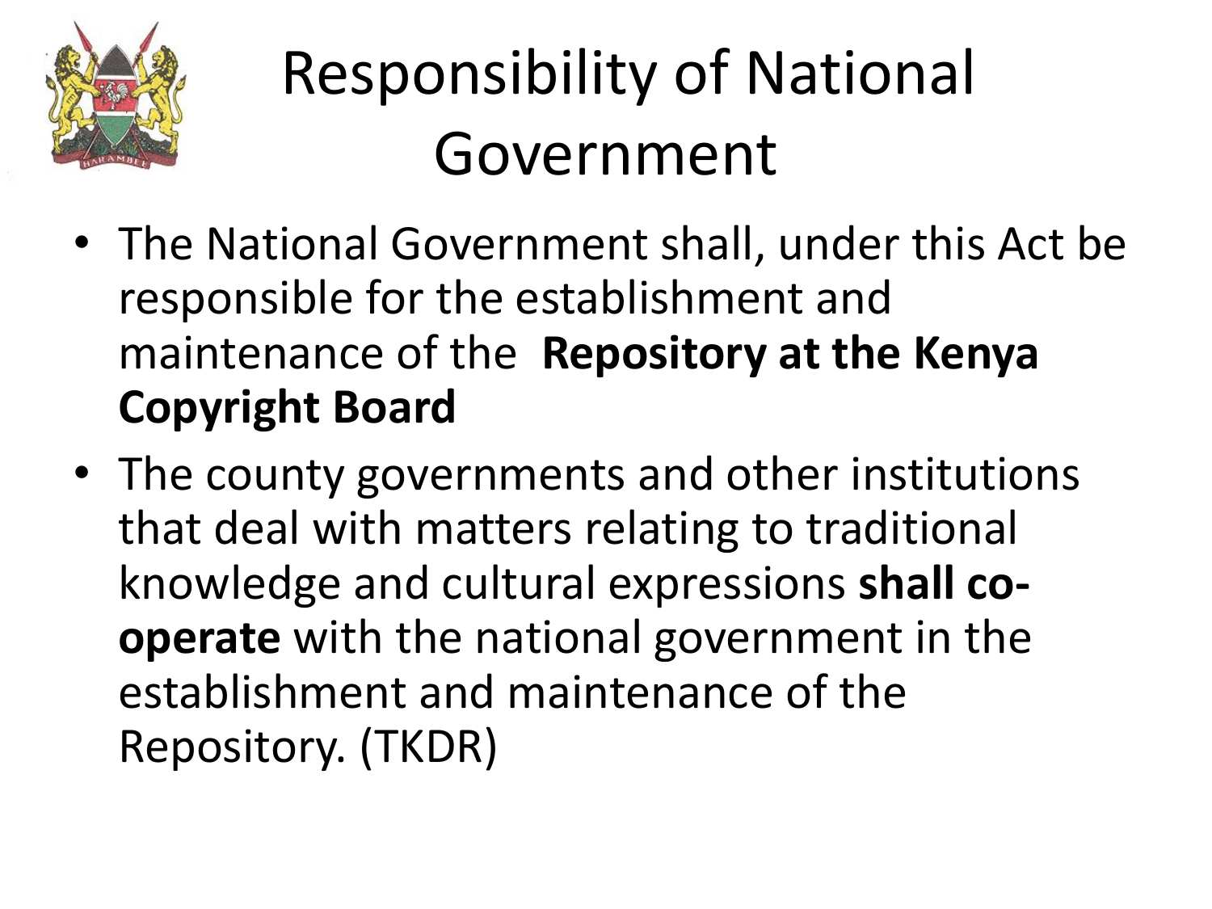# Responsibility of National Government

- The National Government shall, under this Act be responsible for the establishment and maintenance of the **Repository at the Kenya Copyright Board**
- The county governments and other institutions that deal with matters relating to traditional knowledge and cultural expressions **shall co-operate** with the national government in the establishment and maintenance of the Repository. (TKDR)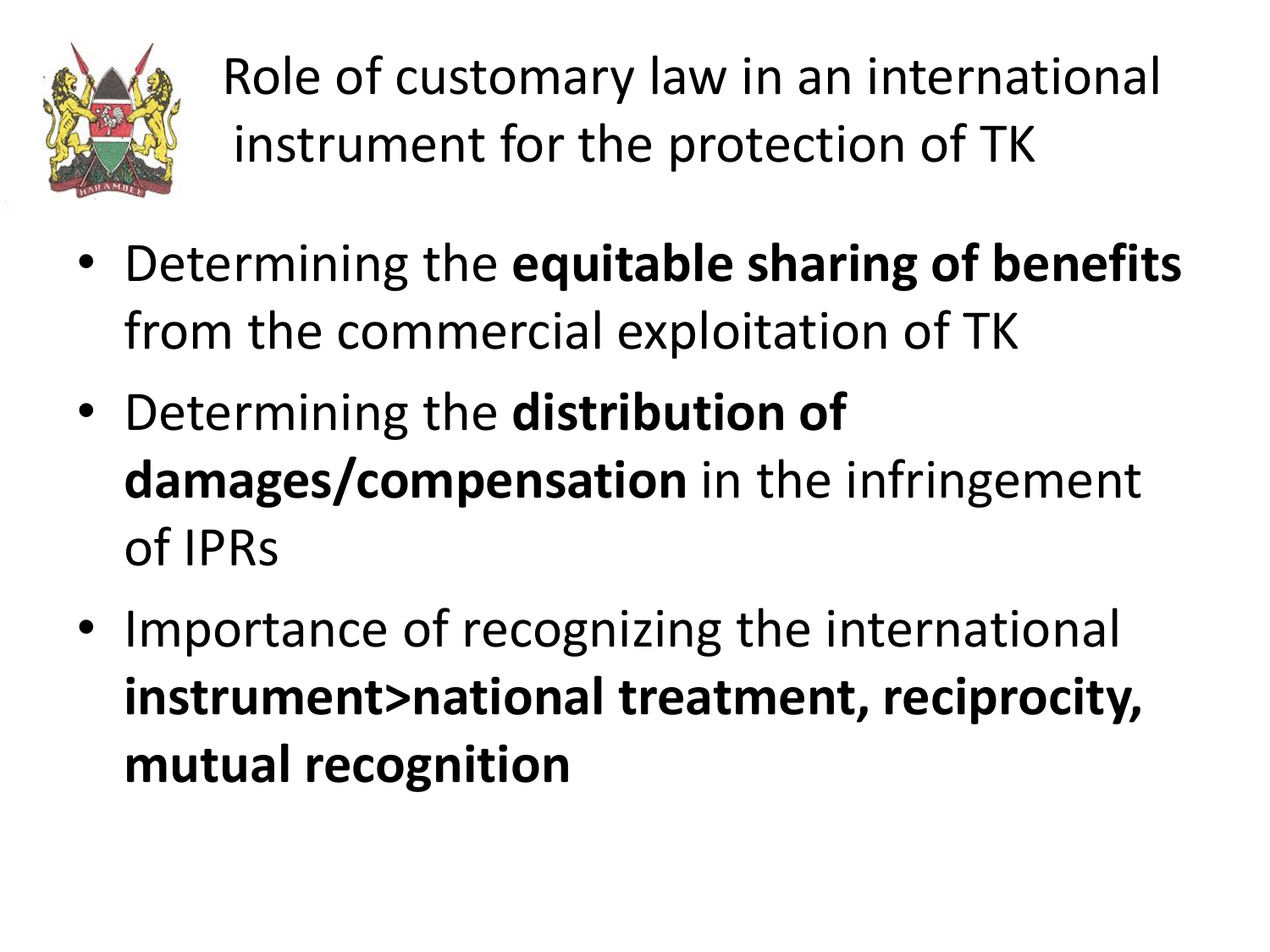# Role of customary law in an international instrument for the protection of TK

- Determining the **equitable sharing of benefits** from the commercial exploitation of TK
- Determining the **distribution of damages/compensation** in the infringement of IPRs
- Importance of recognizing the international **instrument>national treatment, reciprocity, mutual recognition**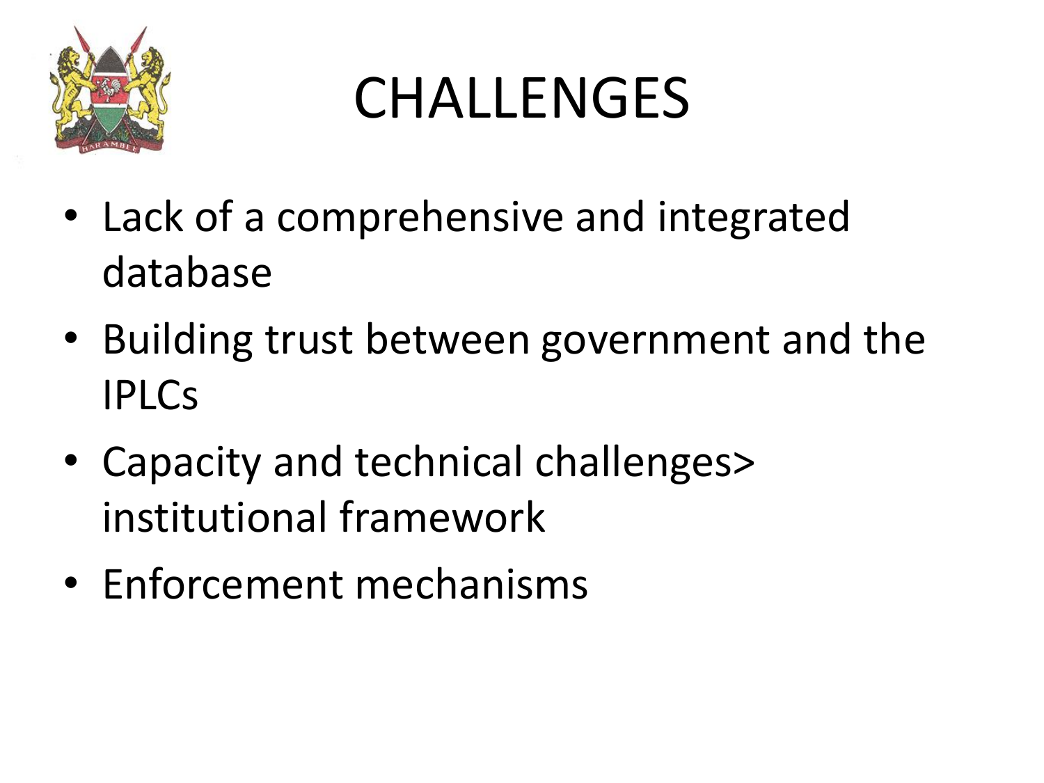# CHALLENGES

- Lack of a comprehensive and integrated database
- Building trust between government and the IPLCs
- Capacity and technical challenges> institutional framework
- Enforcement mechanisms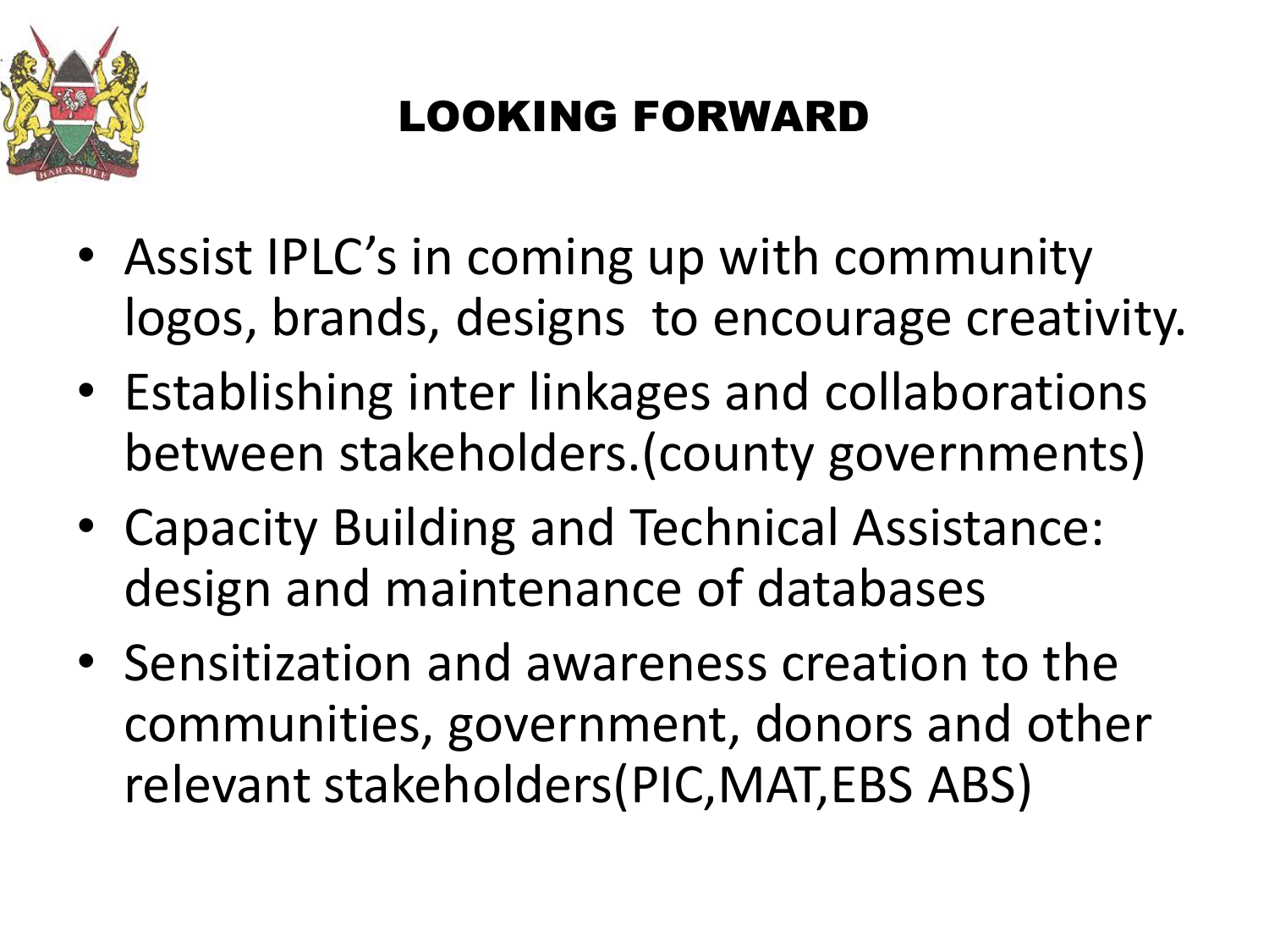# LOOKING FORWARD

- Assist IPLC's in coming up with community logos, brands, designs  to encourage creativity.
- Establishing inter linkages and collaborations between stakeholders.(county governments)
- Capacity Building and Technical Assistance: design and maintenance of databases
- Sensitization and awareness creation to the communities, government, donors and other relevant stakeholders(PIC,MAT,EBS ABS)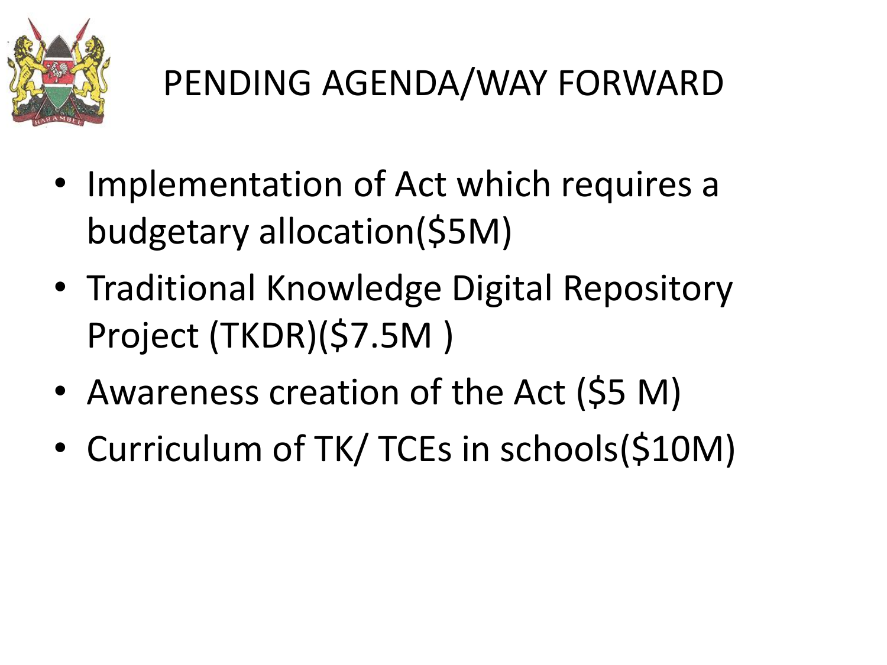# PENDING AGENDA/WAY FORWARD

- Implementation of Act which requires a budgetary allocation($5M)
- Traditional Knowledge Digital Repository Project (TKDR)($7.5M )
- Awareness creation of the Act ($5 M)
- Curriculum of TK/ TCEs in schools($10M)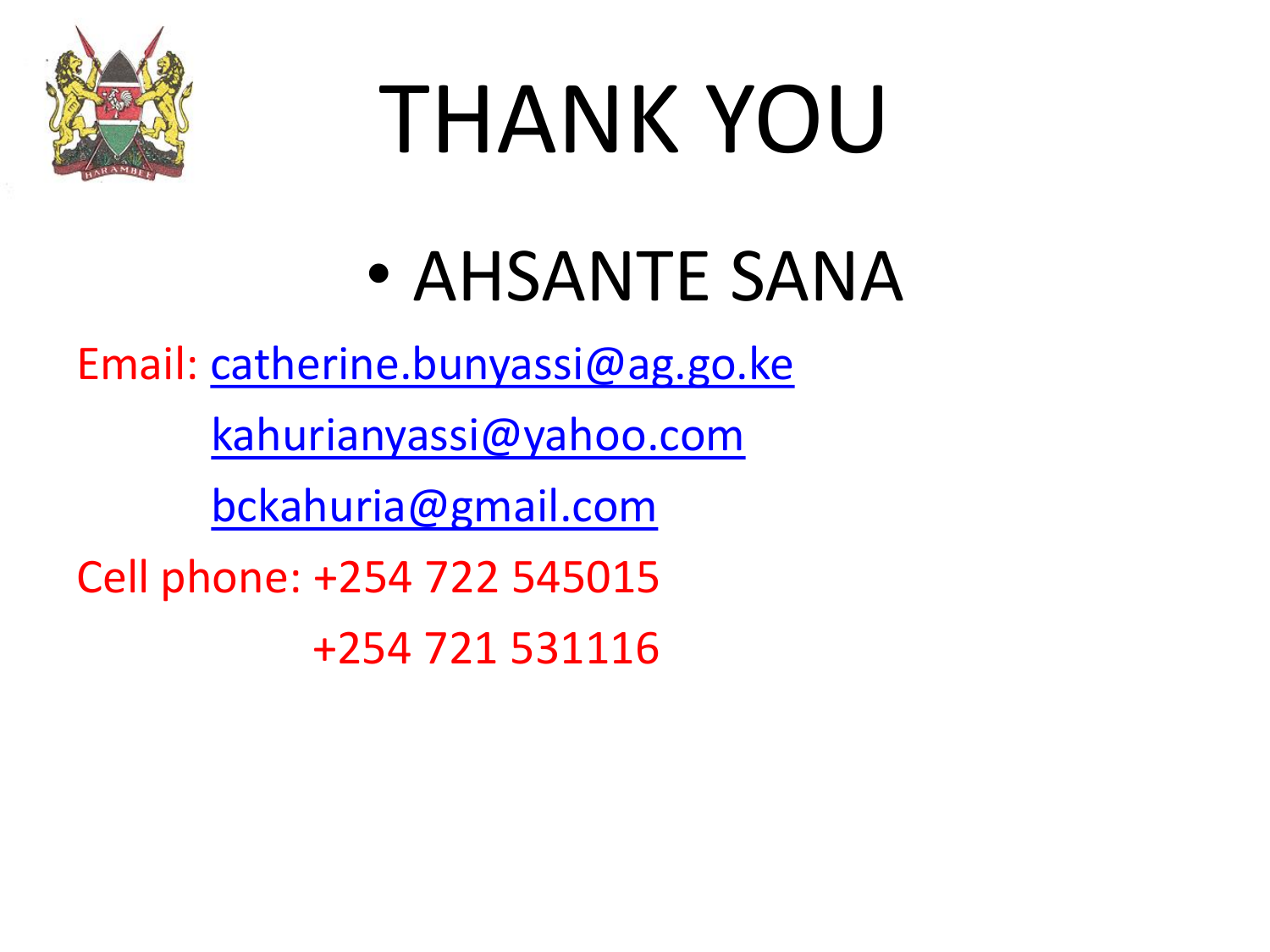# THANK YOU

- AHSANTE SANA

Email: catherine.bunyassi@ag.go.ke

kahurianyassi@yahoo.com

bckahuria@gmail.com

Cell phone: +254 722 545015

+254 721 531116